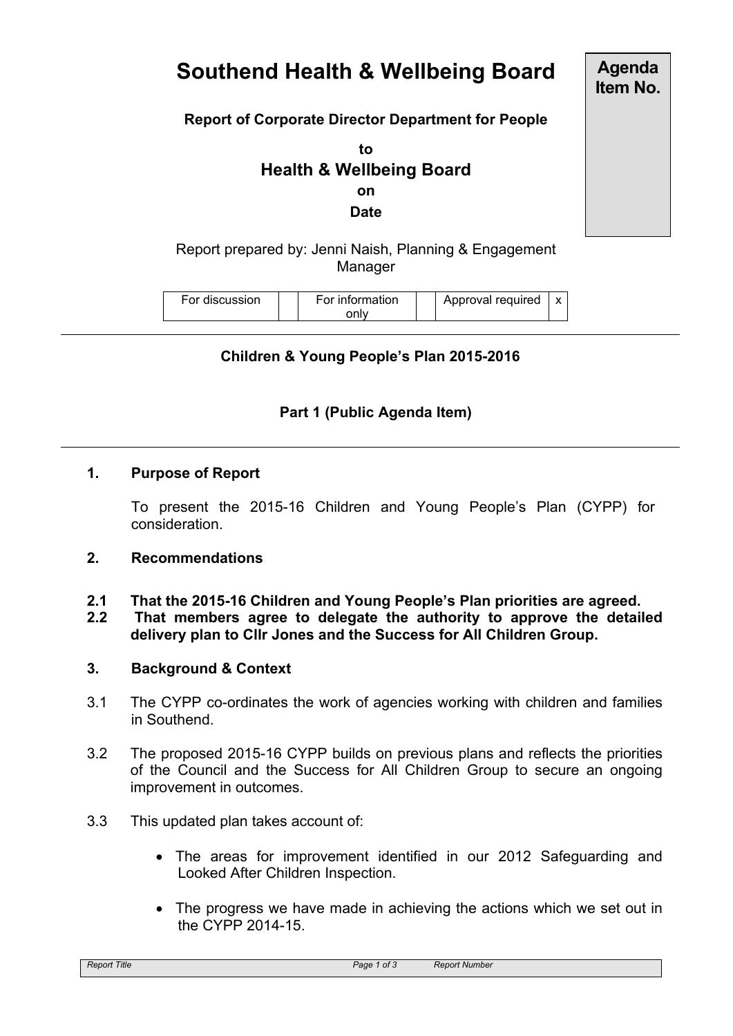# Southend Health & Wellbeing Board

**Agenda Item No.**

**Report of Corporate Director Department for People**

**to**

## Health & Wellbeing Board

**on**

**Date**

Report prepared by: Jenni Naish, Planning & Engagement Manager

| For discussion | | For information only | | Approval required | x |
|---|---|---|---|---|---|

**Children & Young People's Plan 2015-2016**

**Part 1 (Public Agenda Item)**

### 1. Purpose of Report

To present the 2015-16 Children and Young People's Plan (CYPP) for consideration.

### 2. Recommendations

**2.1 That the 2015-16 Children and Young People's Plan priorities are agreed.**

**2.2 That members agree to delegate the authority to approve the detailed delivery plan to Cllr Jones and the Success for All Children Group.**

### 3. Background & Context

3.1 The CYPP co-ordinates the work of agencies working with children and families in Southend.

3.2 The proposed 2015-16 CYPP builds on previous plans and reflects the priorities of the Council and the Success for All Children Group to secure an ongoing improvement in outcomes.

3.3 This updated plan takes account of:

- The areas for improvement identified in our 2012 Safeguarding and Looked After Children Inspection.
- The progress we have made in achieving the actions which we set out in the CYPP 2014-15.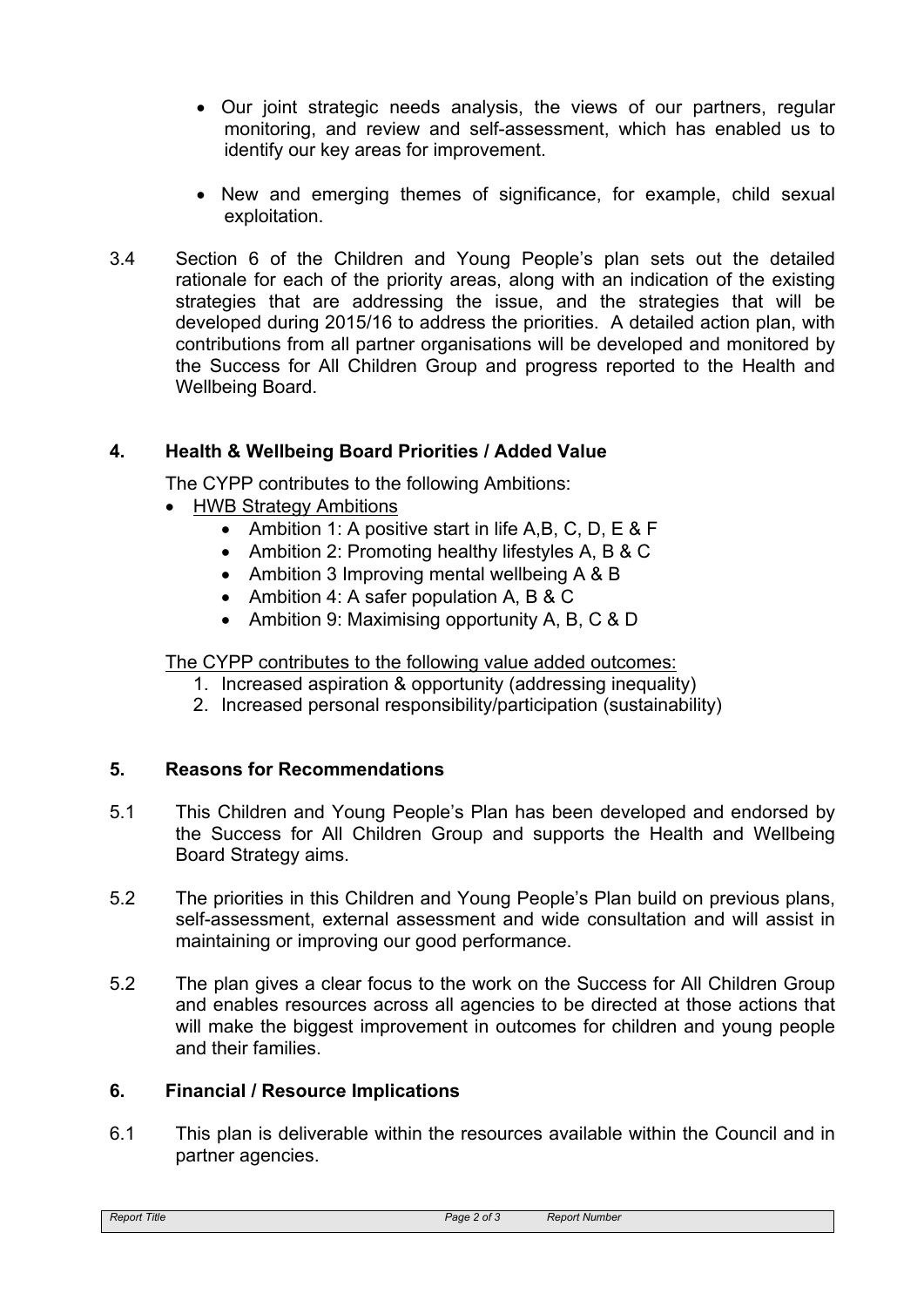- Our joint strategic needs analysis, the views of our partners, regular monitoring, and review and self-assessment, which has enabled us to identify our key areas for improvement.
- New and emerging themes of significance, for example, child sexual exploitation.

3.4 Section 6 of the Children and Young People's plan sets out the detailed rationale for each of the priority areas, along with an indication of the existing strategies that are addressing the issue, and the strategies that will be developed during 2015/16 to address the priorities. A detailed action plan, with contributions from all partner organisations will be developed and monitored by the Success for All Children Group and progress reported to the Health and Wellbeing Board.

## 4. Health & Wellbeing Board Priorities / Added Value

The CYPP contributes to the following Ambitions:

- HWB Strategy Ambitions
  - Ambition 1: A positive start in life A,B, C, D, E & F
  - Ambition 2: Promoting healthy lifestyles A, B & C
  - Ambition 3 Improving mental wellbeing A & B
  - Ambition 4: A safer population A, B & C
  - Ambition 9: Maximising opportunity A, B, C & D

The CYPP contributes to the following value added outcomes:

1. Increased aspiration & opportunity (addressing inequality)
2. Increased personal responsibility/participation (sustainability)

## 5. Reasons for Recommendations

5.1 This Children and Young People's Plan has been developed and endorsed by the Success for All Children Group and supports the Health and Wellbeing Board Strategy aims.

5.2 The priorities in this Children and Young People's Plan build on previous plans, self-assessment, external assessment and wide consultation and will assist in maintaining or improving our good performance.

5.2 The plan gives a clear focus to the work on the Success for All Children Group and enables resources across all agencies to be directed at those actions that will make the biggest improvement in outcomes for children and young people and their families.

## 6. Financial / Resource Implications

6.1 This plan is deliverable within the resources available within the Council and in partner agencies.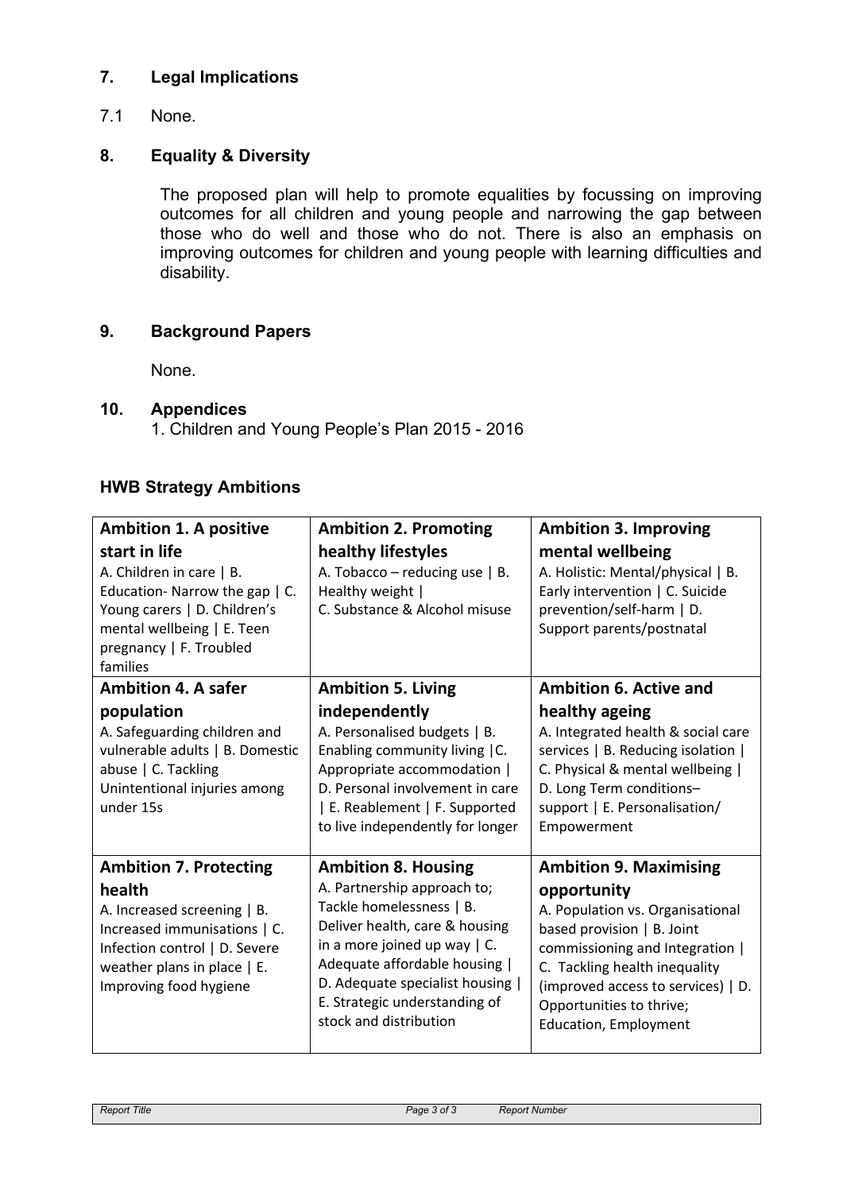## 7. Legal Implications

7.1 None.

## 8. Equality & Diversity

The proposed plan will help to promote equalities by focussing on improving outcomes for all children and young people and narrowing the gap between those who do well and those who do not. There is also an emphasis on improving outcomes for children and young people with learning difficulties and disability.

## 9. Background Papers

None.

## 10. Appendices

1. Children and Young People's Plan 2015 - 2016

### HWB Strategy Ambitions

| | | |
|---|---|---|
| **Ambition 1. A positive start in life**<br>A. Children in care \| B. Education- Narrow the gap \| C. Young carers \| D. Children's mental wellbeing \| E. Teen pregnancy \| F. Troubled families | **Ambition 2. Promoting healthy lifestyles**<br>A. Tobacco – reducing use \| B. Healthy weight \|<br>C. Substance & Alcohol misuse | **Ambition 3. Improving mental wellbeing**<br>A. Holistic: Mental/physical \| B. Early intervention \| C. Suicide prevention/self-harm \| D. Support parents/postnatal |
| **Ambition 4. A safer population**<br>A. Safeguarding children and vulnerable adults \| B. Domestic abuse \| C. Tackling Unintentional injuries among under 15s | **Ambition 5. Living independently**<br>A. Personalised budgets \| B. Enabling community living \|C. Appropriate accommodation \| D. Personal involvement in care \| E. Reablement \| F. Supported to live independently for longer | **Ambition 6. Active and healthy ageing**<br>A. Integrated health & social care services \| B. Reducing isolation \| C. Physical & mental wellbeing \| D. Long Term conditions– support \| E. Personalisation/ Empowerment |
| **Ambition 7. Protecting health**<br>A. Increased screening \| B. Increased immunisations \| C. Infection control \| D. Severe weather plans in place \| E. Improving food hygiene | **Ambition 8. Housing**<br>A. Partnership approach to; Tackle homelessness \| B. Deliver health, care & housing in a more joined up way \| C. Adequate affordable housing \| D. Adequate specialist housing \| E. Strategic understanding of stock and distribution | **Ambition 9. Maximising opportunity**<br>A. Population vs. Organisational based provision \| B. Joint commissioning and Integration \| C. Tackling health inequality (improved access to services) \| D. Opportunities to thrive; Education, Employment |